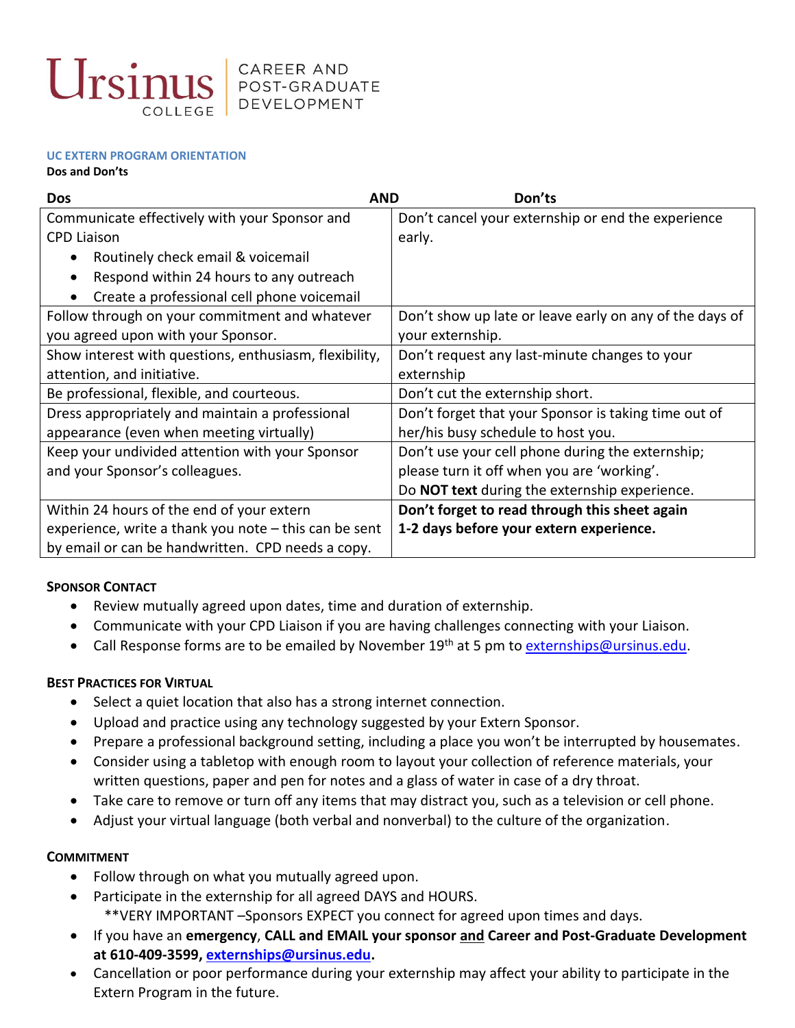Ursinus College | CAREER AND POST-GRADUATE DEVELOPMENT

## UC EXTERN PROGRAM ORIENTATION

**Dos and Don'ts**

| **Dos** | **AND Don'ts** |
| --- | --- |
| Communicate effectively with your Sponsor and CPD Liaison<br>• Routinely check email & voicemail<br>• Respond within 24 hours to any outreach<br>• Create a professional cell phone voicemail | Don't cancel your externship or end the experience early. |
| Follow through on your commitment and whatever you agreed upon with your Sponsor. | Don't show up late or leave early on any of the days of your externship. |
| Show interest with questions, enthusiasm, flexibility, attention, and initiative. | Don't request any last-minute changes to your externship |
| Be professional, flexible, and courteous. | Don't cut the externship short. |
| Dress appropriately and maintain a professional appearance (even when meeting virtually) | Don't forget that your Sponsor is taking time out of her/his busy schedule to host you. |
| Keep your undivided attention with your Sponsor and your Sponsor's colleagues. | Don't use your cell phone during the externship; please turn it off when you are 'working'.<br>Do **NOT text** during the externship experience. |
| Within 24 hours of the end of your extern experience, write a thank you note – this can be sent by email or can be handwritten. CPD needs a copy. | **Don't forget to read through this sheet again 1-2 days before your extern experience.** |

### SPONSOR CONTACT

- Review mutually agreed upon dates, time and duration of externship.
- Communicate with your CPD Liaison if you are having challenges connecting with your Liaison.
- Call Response forms are to be emailed by November 19th at 5 pm to externships@ursinus.edu.

### BEST PRACTICES FOR VIRTUAL

- Select a quiet location that also has a strong internet connection.
- Upload and practice using any technology suggested by your Extern Sponsor.
- Prepare a professional background setting, including a place you won't be interrupted by housemates.
- Consider using a tabletop with enough room to layout your collection of reference materials, your written questions, paper and pen for notes and a glass of water in case of a dry throat.
- Take care to remove or turn off any items that may distract you, such as a television or cell phone.
- Adjust your virtual language (both verbal and nonverbal) to the culture of the organization.

### COMMITMENT

- Follow through on what you mutually agreed upon.
- Participate in the externship for all agreed DAYS and HOURS.
  **VERY IMPORTANT –Sponsors EXPECT you connect for agreed upon times and days.
- If you have an **emergency**, **CALL and EMAIL your sponsor <u>and</u> Career and Post-Graduate Development at 610-409-3599, externships@ursinus.edu.**
- Cancellation or poor performance during your externship may affect your ability to participate in the Extern Program in the future.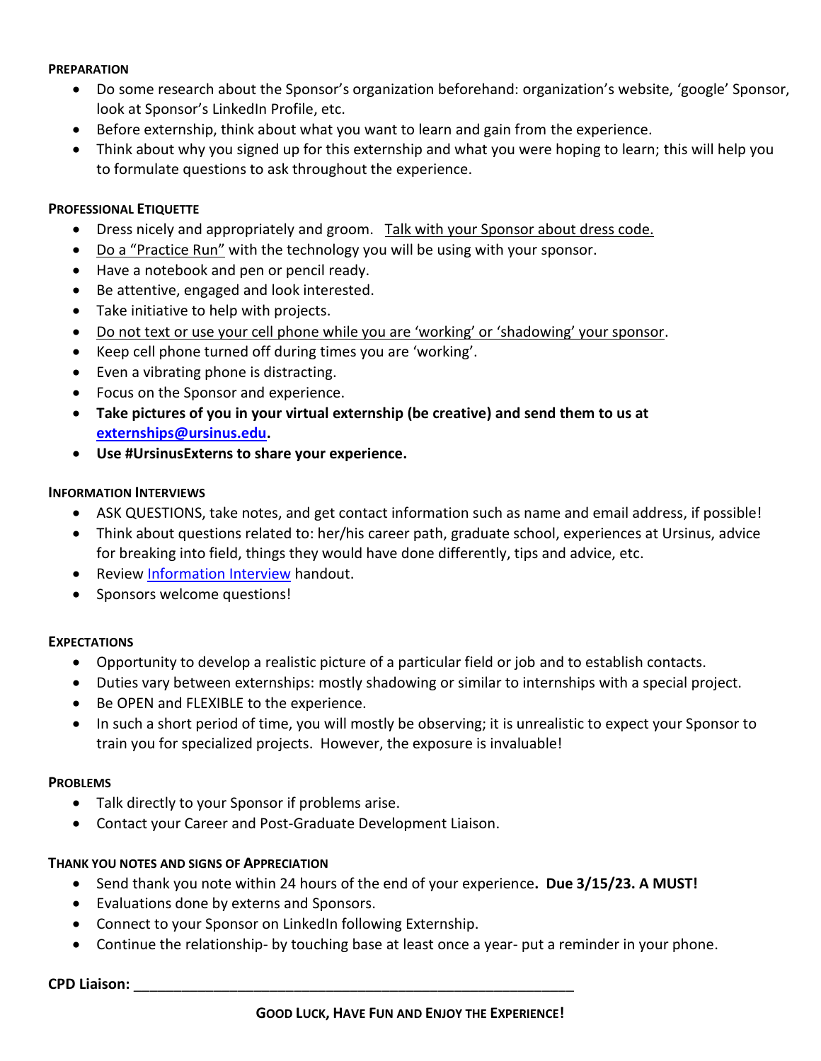## PREPARATION

- Do some research about the Sponsor's organization beforehand: organization's website, 'google' Sponsor, look at Sponsor's LinkedIn Profile, etc.
- Before externship, think about what you want to learn and gain from the experience.
- Think about why you signed up for this externship and what you were hoping to learn; this will help you to formulate questions to ask throughout the experience.

## PROFESSIONAL ETIQUETTE

- Dress nicely and appropriately and groom. Talk with your Sponsor about dress code.
- Do a "Practice Run" with the technology you will be using with your sponsor.
- Have a notebook and pen or pencil ready.
- Be attentive, engaged and look interested.
- Take initiative to help with projects.
- Do not text or use your cell phone while you are 'working' or 'shadowing' your sponsor.
- Keep cell phone turned off during times you are 'working'.
- Even a vibrating phone is distracting.
- Focus on the Sponsor and experience.
- **Take pictures of you in your virtual externship (be creative) and send them to us at [externships@ursinus.edu](mailto:externships@ursinus.edu).**
- **Use #UrsinusExterns to share your experience.**

## INFORMATION INTERVIEWS

- ASK QUESTIONS, take notes, and get contact information such as name and email address, if possible!
- Think about questions related to: her/his career path, graduate school, experiences at Ursinus, advice for breaking into field, things they would have done differently, tips and advice, etc.
- Review Information Interview handout.
- Sponsors welcome questions!

## EXPECTATIONS

- Opportunity to develop a realistic picture of a particular field or job and to establish contacts.
- Duties vary between externships: mostly shadowing or similar to internships with a special project.
- Be OPEN and FLEXIBLE to the experience.
- In such a short period of time, you will mostly be observing; it is unrealistic to expect your Sponsor to train you for specialized projects. However, the exposure is invaluable!

## PROBLEMS

- Talk directly to your Sponsor if problems arise.
- Contact your Career and Post-Graduate Development Liaison.

## THANK YOU NOTES AND SIGNS OF APPRECIATION

- Send thank you note within 24 hours of the end of your experience**. Due 3/15/23. A MUST!**
- Evaluations done by externs and Sponsors.
- Connect to your Sponsor on LinkedIn following Externship.
- Continue the relationship- by touching base at least once a year- put a reminder in your phone.

**CPD Liaison:** ___________________________________________________________

**GOOD LUCK, HAVE FUN AND ENJOY THE EXPERIENCE!**